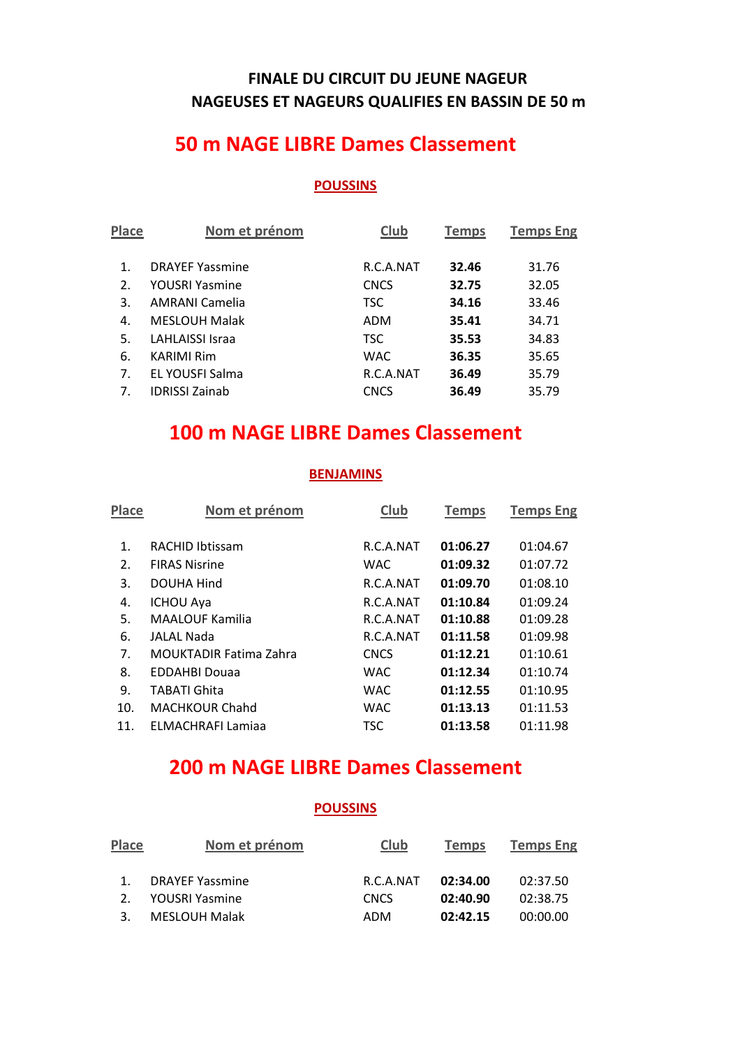# FINALE DU CIRCUIT DU JEUNE NAGEUR
# NAGEUSES ET NAGEURS QUALIFIES EN BASSIN DE 50 m

## 50 m NAGE LIBRE Dames Classement

### POUSSINS

| Place | Nom et prénom | Club | Temps | Temps Eng |
|---|---|---|---|---|
| 1. | DRAYEF Yassmine | R.C.A.NAT | **32.46** | 31.76 |
| 2. | YOUSRI Yasmine | CNCS | **32.75** | 32.05 |
| 3. | AMRANI Camelia | TSC | **34.16** | 33.46 |
| 4. | MESLOUH Malak | ADM | **35.41** | 34.71 |
| 5. | LAHLAISSI Israa | TSC | **35.53** | 34.83 |
| 6. | KARIMI Rim | WAC | **36.35** | 35.65 |
| 7. | EL YOUSFI Salma | R.C.A.NAT | **36.49** | 35.79 |
| 7. | IDRISSI Zainab | CNCS | **36.49** | 35.79 |

## 100 m NAGE LIBRE Dames Classement

### BENJAMINS

| Place | Nom et prénom | Club | Temps | Temps Eng |
|---|---|---|---|---|
| 1. | RACHID Ibtissam | R.C.A.NAT | **01:06.27** | 01:04.67 |
| 2. | FIRAS Nisrine | WAC | **01:09.32** | 01:07.72 |
| 3. | DOUHA Hind | R.C.A.NAT | **01:09.70** | 01:08.10 |
| 4. | ICHOU Aya | R.C.A.NAT | **01:10.84** | 01:09.24 |
| 5. | MAALOUF Kamilia | R.C.A.NAT | **01:10.88** | 01:09.28 |
| 6. | JALAL Nada | R.C.A.NAT | **01:11.58** | 01:09.98 |
| 7. | MOUKTADIR Fatima Zahra | CNCS | **01:12.21** | 01:10.61 |
| 8. | EDDAHBI Douaa | WAC | **01:12.34** | 01:10.74 |
| 9. | TABATI Ghita | WAC | **01:12.55** | 01:10.95 |
| 10. | MACHKOUR Chahd | WAC | **01:13.13** | 01:11.53 |
| 11. | ELMACHRAFI Lamiaa | TSC | **01:13.58** | 01:11.98 |

## 200 m NAGE LIBRE Dames Classement

### POUSSINS

| Place | Nom et prénom | Club | Temps | Temps Eng |
|---|---|---|---|---|
| 1. | DRAYEF Yassmine | R.C.A.NAT | **02:34.00** | 02:37.50 |
| 2. | YOUSRI Yasmine | CNCS | **02:40.90** | 02:38.75 |
| 3. | MESLOUH Malak | ADM | **02:42.15** | 00:00.00 |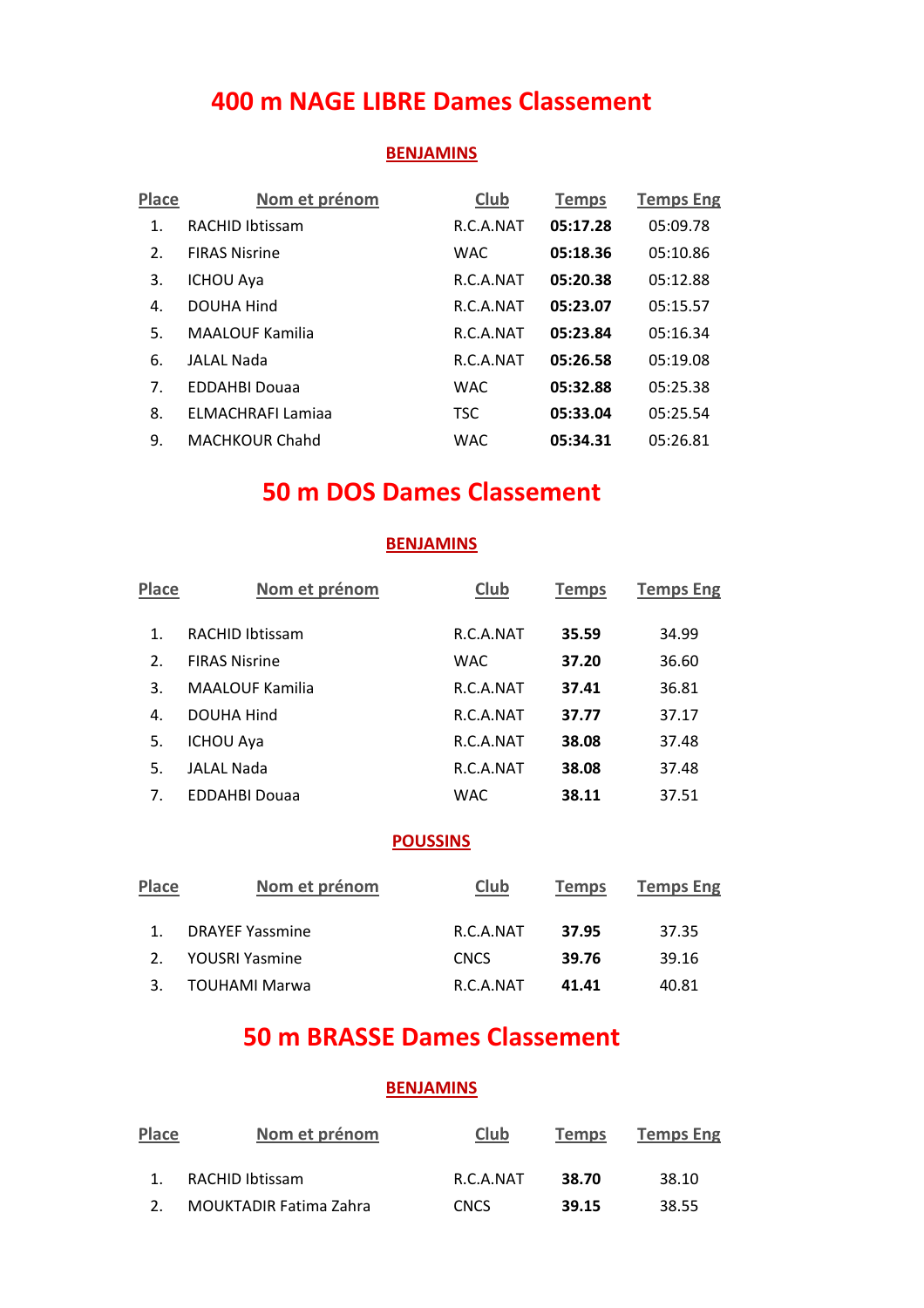# 400 m NAGE LIBRE Dames Classement

### BENJAMINS

| Place | Nom et prénom | Club | Temps | Temps Eng |
|---|---|---|---|---|
| 1. | RACHID Ibtissam | R.C.A.NAT | **05:17.28** | 05:09.78 |
| 2. | FIRAS Nisrine | WAC | **05:18.36** | 05:10.86 |
| 3. | ICHOU Aya | R.C.A.NAT | **05:20.38** | 05:12.88 |
| 4. | DOUHA Hind | R.C.A.NAT | **05:23.07** | 05:15.57 |
| 5. | MAALOUF Kamilia | R.C.A.NAT | **05:23.84** | 05:16.34 |
| 6. | JALAL Nada | R.C.A.NAT | **05:26.58** | 05:19.08 |
| 7. | EDDAHBI Douaa | WAC | **05:32.88** | 05:25.38 |
| 8. | ELMACHRAFI Lamiaa | TSC | **05:33.04** | 05:25.54 |
| 9. | MACHKOUR Chahd | WAC | **05:34.31** | 05:26.81 |

# 50 m DOS Dames Classement

### BENJAMINS

| Place | Nom et prénom | Club | Temps | Temps Eng |
|---|---|---|---|---|
| 1. | RACHID Ibtissam | R.C.A.NAT | **35.59** | 34.99 |
| 2. | FIRAS Nisrine | WAC | **37.20** | 36.60 |
| 3. | MAALOUF Kamilia | R.C.A.NAT | **37.41** | 36.81 |
| 4. | DOUHA Hind | R.C.A.NAT | **37.77** | 37.17 |
| 5. | ICHOU Aya | R.C.A.NAT | **38.08** | 37.48 |
| 5. | JALAL Nada | R.C.A.NAT | **38.08** | 37.48 |
| 7. | EDDAHBI Douaa | WAC | **38.11** | 37.51 |

### POUSSINS

| Place | Nom et prénom | Club | Temps | Temps Eng |
|---|---|---|---|---|
| 1. | DRAYEF Yassmine | R.C.A.NAT | **37.95** | 37.35 |
| 2. | YOUSRI Yasmine | CNCS | **39.76** | 39.16 |
| 3. | TOUHAMI Marwa | R.C.A.NAT | **41.41** | 40.81 |

# 50 m BRASSE Dames Classement

### BENJAMINS

| Place | Nom et prénom | Club | Temps | Temps Eng |
|---|---|---|---|---|
| 1. | RACHID Ibtissam | R.C.A.NAT | **38.70** | 38.10 |
| 2. | MOUKTADIR Fatima Zahra | CNCS | **39.15** | 38.55 |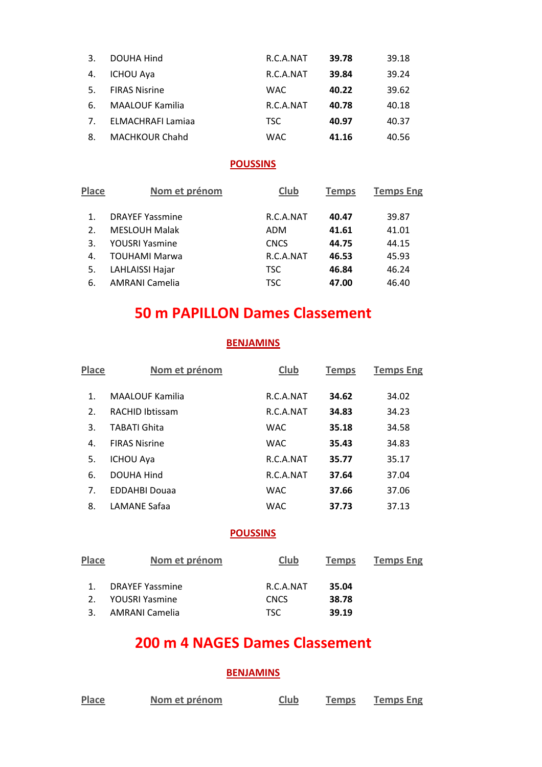| Place | Nom et prénom | Club | Temps | Temps Eng |
|---|---|---|---|---|
| 3. | DOUHA Hind | R.C.A.NAT | **39.78** | 39.18 |
| 4. | ICHOU Aya | R.C.A.NAT | **39.84** | 39.24 |
| 5. | FIRAS Nisrine | WAC | **40.22** | 39.62 |
| 6. | MAALOUF Kamilia | R.C.A.NAT | **40.78** | 40.18 |
| 7. | ELMACHRAFI Lamiaa | TSC | **40.97** | 40.37 |
| 8. | MACHKOUR Chahd | WAC | **41.16** | 40.56 |

### POUSSINS

| Place | Nom et prénom | Club | Temps | Temps Eng |
|---|---|---|---|---|
| 1. | DRAYEF Yassmine | R.C.A.NAT | **40.47** | 39.87 |
| 2. | MESLOUH Malak | ADM | **41.61** | 41.01 |
| 3. | YOUSRI Yasmine | CNCS | **44.75** | 44.15 |
| 4. | TOUHAMI Marwa | R.C.A.NAT | **46.53** | 45.93 |
| 5. | LAHLAISSI Hajar | TSC | **46.84** | 46.24 |
| 6. | AMRANI Camelia | TSC | **47.00** | 46.40 |

## 50 m PAPILLON Dames Classement

### BENJAMINS

| Place | Nom et prénom | Club | Temps | Temps Eng |
|---|---|---|---|---|
| 1. | MAALOUF Kamilia | R.C.A.NAT | **34.62** | 34.02 |
| 2. | RACHID Ibtissam | R.C.A.NAT | **34.83** | 34.23 |
| 3. | TABATI Ghita | WAC | **35.18** | 34.58 |
| 4. | FIRAS Nisrine | WAC | **35.43** | 34.83 |
| 5. | ICHOU Aya | R.C.A.NAT | **35.77** | 35.17 |
| 6. | DOUHA Hind | R.C.A.NAT | **37.64** | 37.04 |
| 7. | EDDAHBI Douaa | WAC | **37.66** | 37.06 |
| 8. | LAMANE Safaa | WAC | **37.73** | 37.13 |

### POUSSINS

| Place | Nom et prénom | Club | Temps | Temps Eng |
|---|---|---|---|---|
| 1. | DRAYEF Yassmine | R.C.A.NAT | **35.04** | |
| 2. | YOUSRI Yasmine | CNCS | **38.78** | |
| 3. | AMRANI Camelia | TSC | **39.19** | |

## 200 m 4 NAGES Dames Classement

### BENJAMINS

| Place | Nom et prénom | Club | Temps | Temps Eng |
|---|---|---|---|---|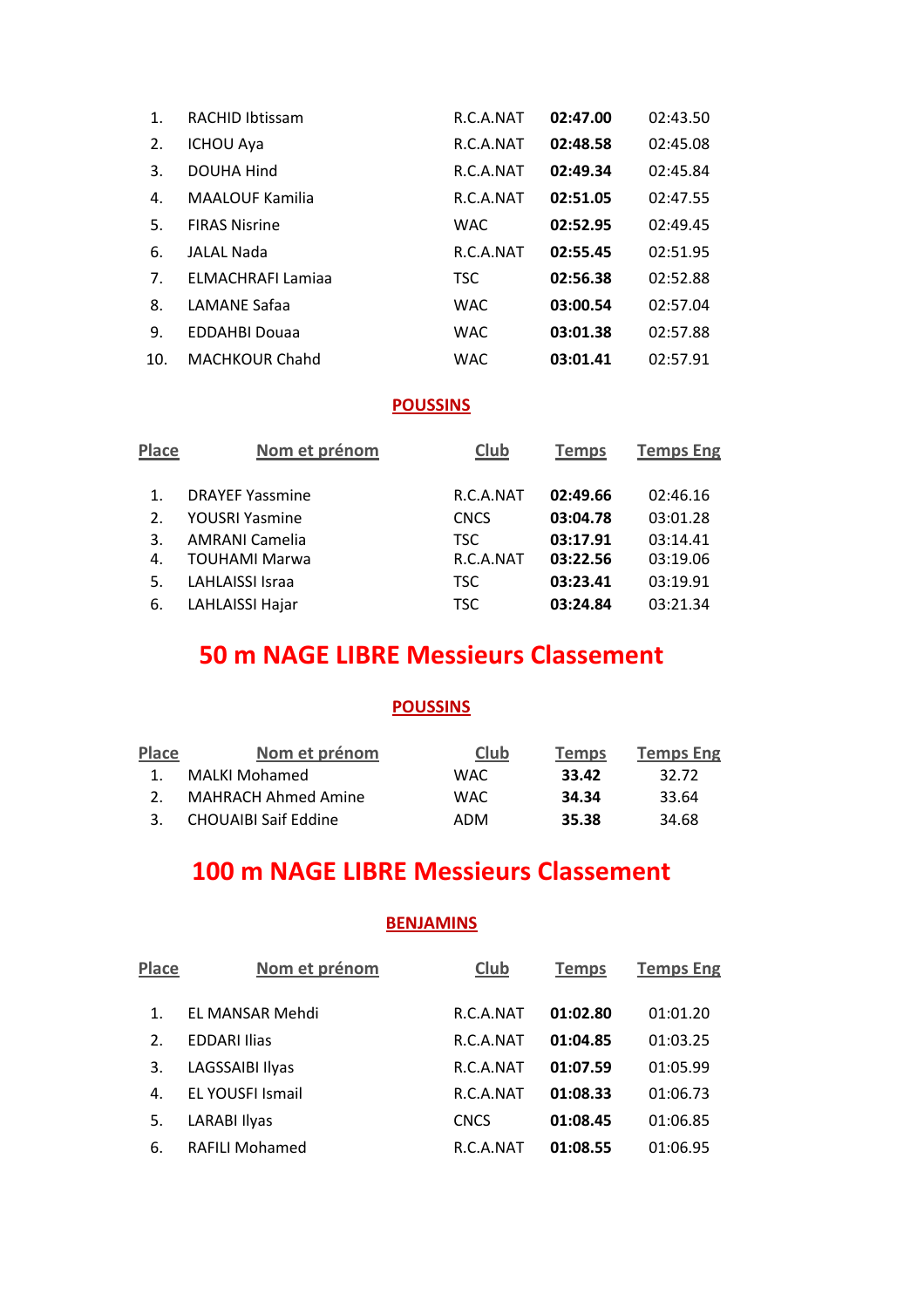| Place | Nom et prénom | Club | Temps | Temps Eng |
|---|---|---|---|---|
| 1. | RACHID Ibtissam | R.C.A.NAT | **02:47.00** | 02:43.50 |
| 2. | ICHOU Aya | R.C.A.NAT | **02:48.58** | 02:45.08 |
| 3. | DOUHA Hind | R.C.A.NAT | **02:49.34** | 02:45.84 |
| 4. | MAALOUF Kamilia | R.C.A.NAT | **02:51.05** | 02:47.55 |
| 5. | FIRAS Nisrine | WAC | **02:52.95** | 02:49.45 |
| 6. | JALAL Nada | R.C.A.NAT | **02:55.45** | 02:51.95 |
| 7. | ELMACHRAFI Lamiaa | TSC | **02:56.38** | 02:52.88 |
| 8. | LAMANE Safaa | WAC | **03:00.54** | 02:57.04 |
| 9. | EDDAHBI Douaa | WAC | **03:01.38** | 02:57.88 |
| 10. | MACHKOUR Chahd | WAC | **03:01.41** | 02:57.91 |

### POUSSINS

| Place | Nom et prénom | Club | Temps | Temps Eng |
|---|---|---|---|---|
| 1. | DRAYEF Yassmine | R.C.A.NAT | **02:49.66** | 02:46.16 |
| 2. | YOUSRI Yasmine | CNCS | **03:04.78** | 03:01.28 |
| 3. | AMRANI Camelia | TSC | **03:17.91** | 03:14.41 |
| 4. | TOUHAMI Marwa | R.C.A.NAT | **03:22.56** | 03:19.06 |
| 5. | LAHLAISSI Israa | TSC | **03:23.41** | 03:19.91 |
| 6. | LAHLAISSI Hajar | TSC | **03:24.84** | 03:21.34 |

## 50 m NAGE LIBRE Messieurs Classement

### POUSSINS

| Place | Nom et prénom | Club | Temps | Temps Eng |
|---|---|---|---|---|
| 1. | MALKI Mohamed | WAC | **33.42** | 32.72 |
| 2. | MAHRACH Ahmed Amine | WAC | **34.34** | 33.64 |
| 3. | CHOUAIBI Saif Eddine | ADM | **35.38** | 34.68 |

## 100 m NAGE LIBRE Messieurs Classement

### BENJAMINS

| Place | Nom et prénom | Club | Temps | Temps Eng |
|---|---|---|---|---|
| 1. | EL MANSAR Mehdi | R.C.A.NAT | **01:02.80** | 01:01.20 |
| 2. | EDDARI Ilias | R.C.A.NAT | **01:04.85** | 01:03.25 |
| 3. | LAGSSAIBI Ilyas | R.C.A.NAT | **01:07.59** | 01:05.99 |
| 4. | EL YOUSFI Ismail | R.C.A.NAT | **01:08.33** | 01:06.73 |
| 5. | LARABI Ilyas | CNCS | **01:08.45** | 01:06.85 |
| 6. | RAFILI Mohamed | R.C.A.NAT | **01:08.55** | 01:06.95 |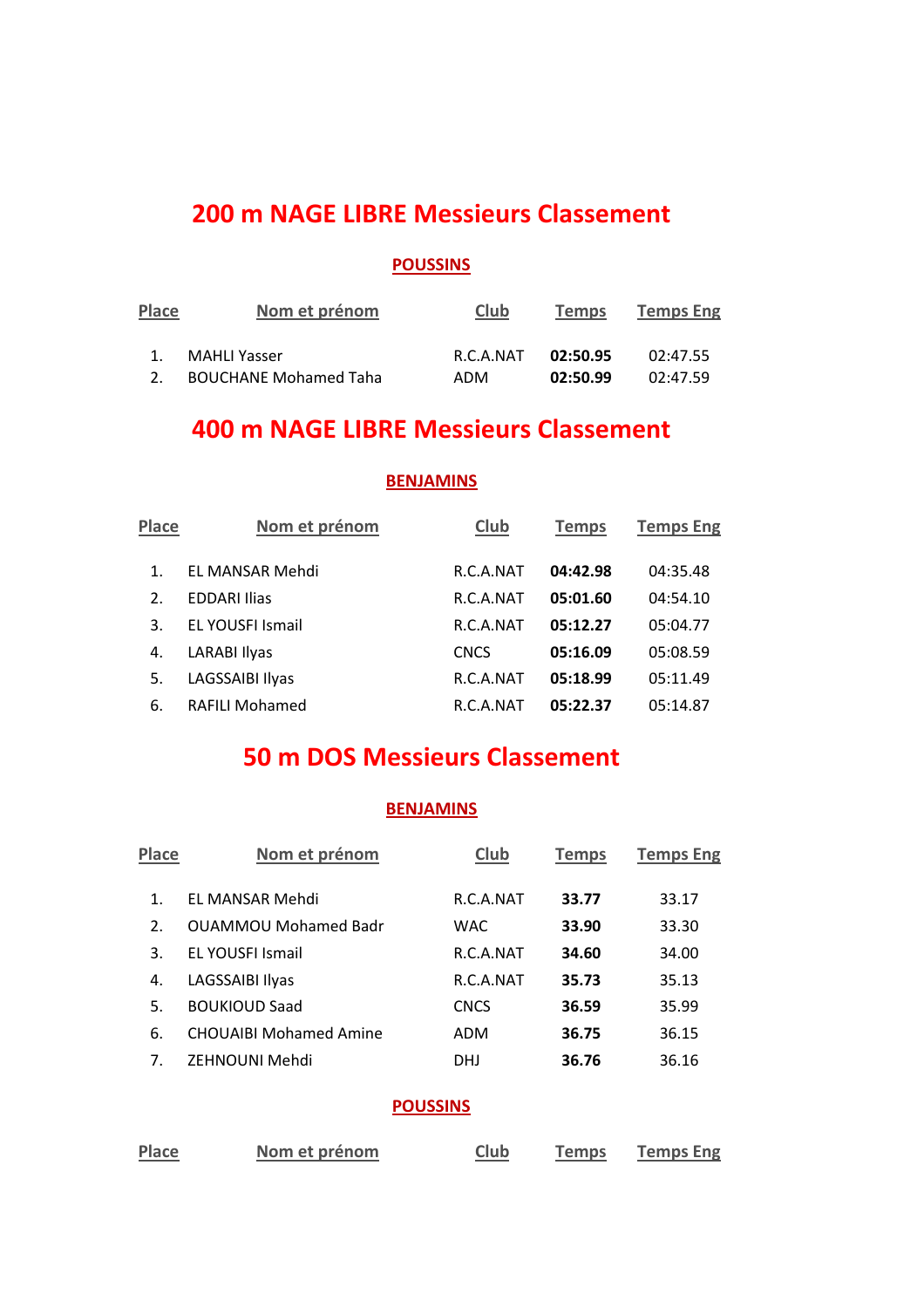# 200 m NAGE LIBRE Messieurs Classement

## POUSSINS

| Place | Nom et prénom | Club | Temps | Temps Eng |
|---|---|---|---|---|
| 1. | MAHLI Yasser | R.C.A.NAT | **02:50.95** | 02:47.55 |
| 2. | BOUCHANE Mohamed Taha | ADM | **02:50.99** | 02:47.59 |

# 400 m NAGE LIBRE Messieurs Classement

## BENJAMINS

| Place | Nom et prénom | Club | Temps | Temps Eng |
|---|---|---|---|---|
| 1. | EL MANSAR Mehdi | R.C.A.NAT | **04:42.98** | 04:35.48 |
| 2. | EDDARI Ilias | R.C.A.NAT | **05:01.60** | 04:54.10 |
| 3. | EL YOUSFI Ismail | R.C.A.NAT | **05:12.27** | 05:04.77 |
| 4. | LARABI Ilyas | CNCS | **05:16.09** | 05:08.59 |
| 5. | LAGSSAIBI Ilyas | R.C.A.NAT | **05:18.99** | 05:11.49 |
| 6. | RAFILI Mohamed | R.C.A.NAT | **05:22.37** | 05:14.87 |

# 50 m DOS Messieurs Classement

## BENJAMINS

| Place | Nom et prénom | Club | Temps | Temps Eng |
|---|---|---|---|---|
| 1. | EL MANSAR Mehdi | R.C.A.NAT | **33.77** | 33.17 |
| 2. | OUAMMOU Mohamed Badr | WAC | **33.90** | 33.30 |
| 3. | EL YOUSFI Ismail | R.C.A.NAT | **34.60** | 34.00 |
| 4. | LAGSSAIBI Ilyas | R.C.A.NAT | **35.73** | 35.13 |
| 5. | BOUKIOUD Saad | CNCS | **36.59** | 35.99 |
| 6. | CHOUAIBI Mohamed Amine | ADM | **36.75** | 36.15 |
| 7. | ZEHNOUNI Mehdi | DHJ | **36.76** | 36.16 |

## POUSSINS

| Place | Nom et prénom | Club | Temps | Temps Eng |
|---|---|---|---|---|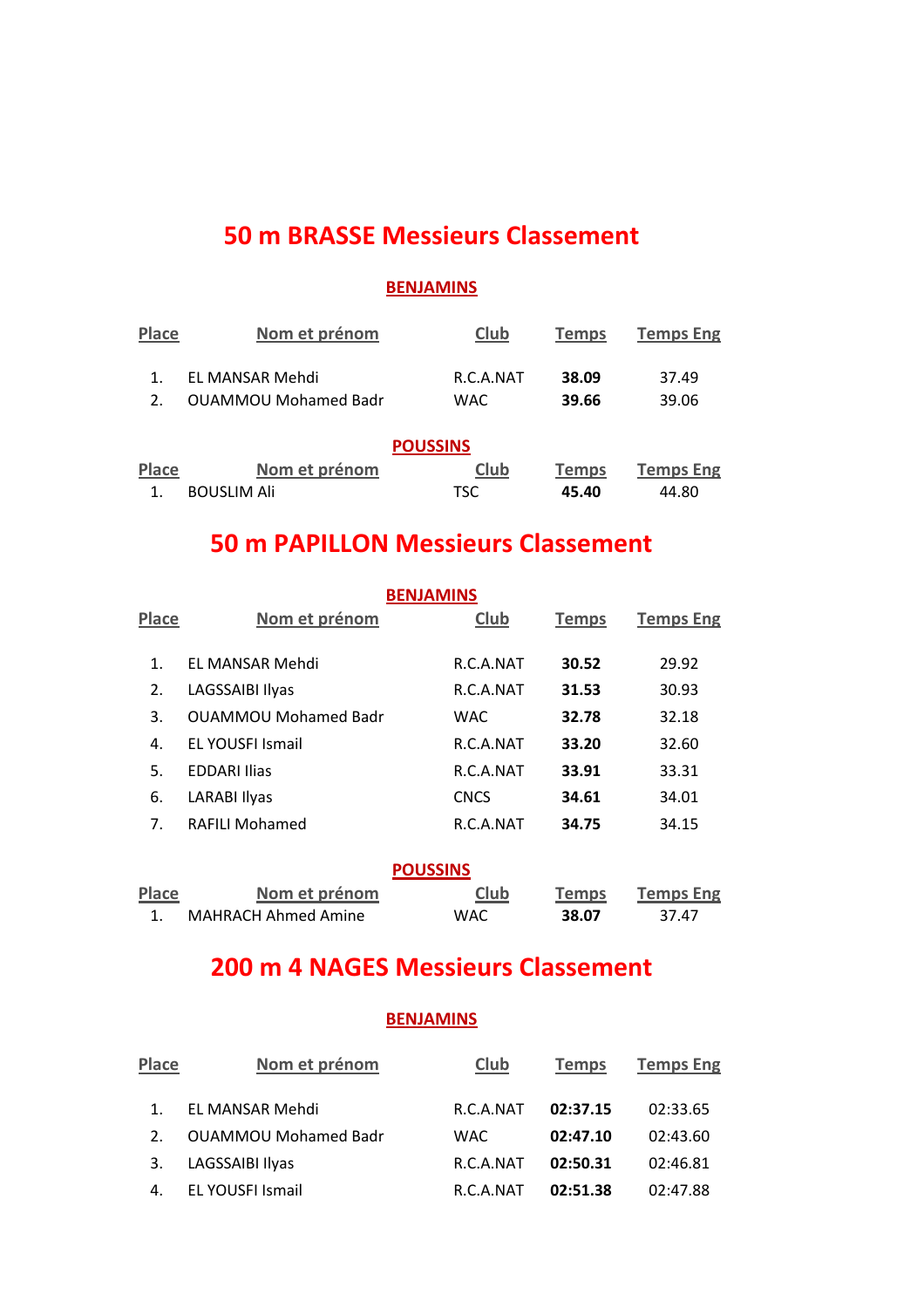# 50 m BRASSE Messieurs Classement

## BENJAMINS

| Place | Nom et prénom | Club | Temps | Temps Eng |
|---|---|---|---|---|
| 1. | EL MANSAR Mehdi | R.C.A.NAT | **38.09** | 37.49 |
| 2. | OUAMMOU Mohamed Badr | WAC | **39.66** | 39.06 |

## POUSSINS

| Place | Nom et prénom | Club | Temps | Temps Eng |
|---|---|---|---|---|
| 1. | BOUSLIM Ali | TSC | **45.40** | 44.80 |

# 50 m PAPILLON Messieurs Classement

## BENJAMINS

| Place | Nom et prénom | Club | Temps | Temps Eng |
|---|---|---|---|---|
| 1. | EL MANSAR Mehdi | R.C.A.NAT | **30.52** | 29.92 |
| 2. | LAGSSAIBI Ilyas | R.C.A.NAT | **31.53** | 30.93 |
| 3. | OUAMMOU Mohamed Badr | WAC | **32.78** | 32.18 |
| 4. | EL YOUSFI Ismail | R.C.A.NAT | **33.20** | 32.60 |
| 5. | EDDARI Ilias | R.C.A.NAT | **33.91** | 33.31 |
| 6. | LARABI Ilyas | CNCS | **34.61** | 34.01 |
| 7. | RAFILI Mohamed | R.C.A.NAT | **34.75** | 34.15 |

## POUSSINS

| Place | Nom et prénom | Club | Temps | Temps Eng |
|---|---|---|---|---|
| 1. | MAHRACH Ahmed Amine | WAC | **38.07** | 37.47 |

# 200 m 4 NAGES Messieurs Classement

## BENJAMINS

| Place | Nom et prénom | Club | Temps | Temps Eng |
|---|---|---|---|---|
| 1. | EL MANSAR Mehdi | R.C.A.NAT | **02:37.15** | 02:33.65 |
| 2. | OUAMMOU Mohamed Badr | WAC | **02:47.10** | 02:43.60 |
| 3. | LAGSSAIBI Ilyas | R.C.A.NAT | **02:50.31** | 02:46.81 |
| 4. | EL YOUSFI Ismail | R.C.A.NAT | **02:51.38** | 02:47.88 |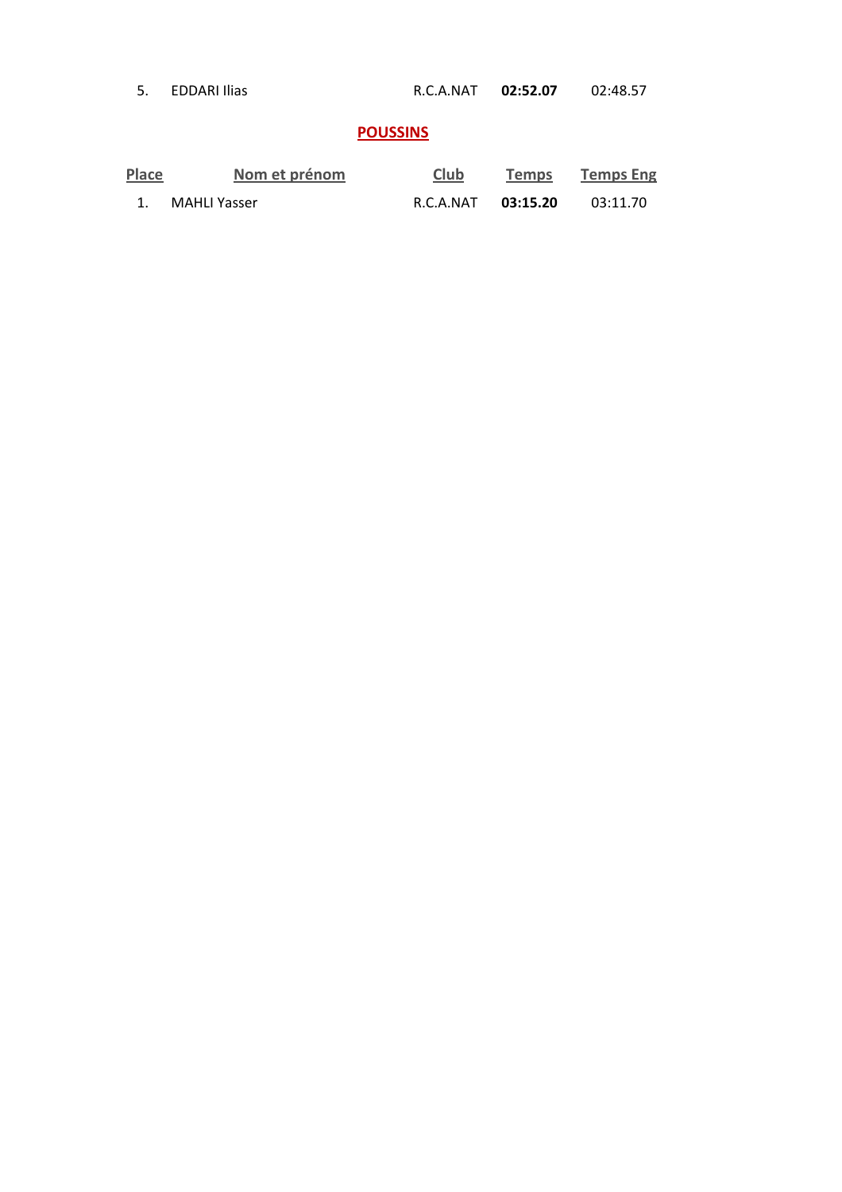| | | | | |
|---|---|---|---|---|
| 5. | EDDARI Ilias | R.C.A.NAT | **02:52.07** | 02:48.57 |

## POUSSINS

| Place | Nom et prénom | Club | Temps | Temps Eng |
|---|---|---|---|---|
| 1. | MAHLI Yasser | R.C.A.NAT | **03:15.20** | 03:11.70 |